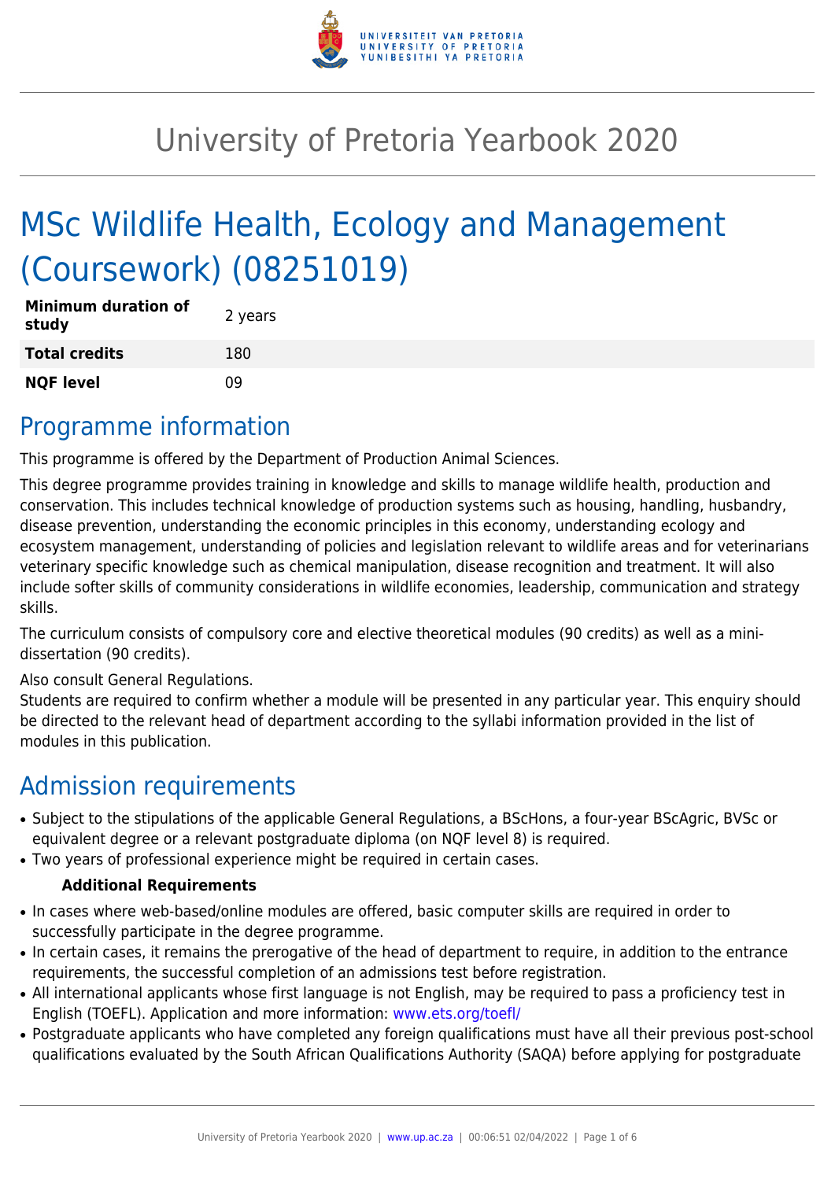# University of Pretoria Yearbook 2020

# MSc Wildlife Health, Ecology and Management (Coursework) (08251019)

| | |
|---|---|
| **Minimum duration of study** | 2 years |
| **Total credits** | 180 |
| **NQF level** | 09 |

## Programme information

This programme is offered by the Department of Production Animal Sciences.

This degree programme provides training in knowledge and skills to manage wildlife health, production and conservation. This includes technical knowledge of production systems such as housing, handling, husbandry, disease prevention, understanding the economic principles in this economy, understanding ecology and ecosystem management, understanding of policies and legislation relevant to wildlife areas and for veterinarians veterinary specific knowledge such as chemical manipulation, disease recognition and treatment. It will also include softer skills of community considerations in wildlife economies, leadership, communication and strategy skills.

The curriculum consists of compulsory core and elective theoretical modules (90 credits) as well as a mini-dissertation (90 credits).

Also consult General Regulations.
Students are required to confirm whether a module will be presented in any particular year. This enquiry should be directed to the relevant head of department according to the syllabi information provided in the list of modules in this publication.

## Admission requirements

- Subject to the stipulations of the applicable General Regulations, a BScHons, a four-year BScAgric, BVSc or equivalent degree or a relevant postgraduate diploma (on NQF level 8) is required.
- Two years of professional experience might be required in certain cases.

**Additional Requirements**

- In cases where web-based/online modules are offered, basic computer skills are required in order to successfully participate in the degree programme.
- In certain cases, it remains the prerogative of the head of department to require, in addition to the entrance requirements, the successful completion of an admissions test before registration.
- All international applicants whose first language is not English, may be required to pass a proficiency test in English (TOEFL). Application and more information: www.ets.org/toefl/
- Postgraduate applicants who have completed any foreign qualifications must have all their previous post-school qualifications evaluated by the South African Qualifications Authority (SAQA) before applying for postgraduate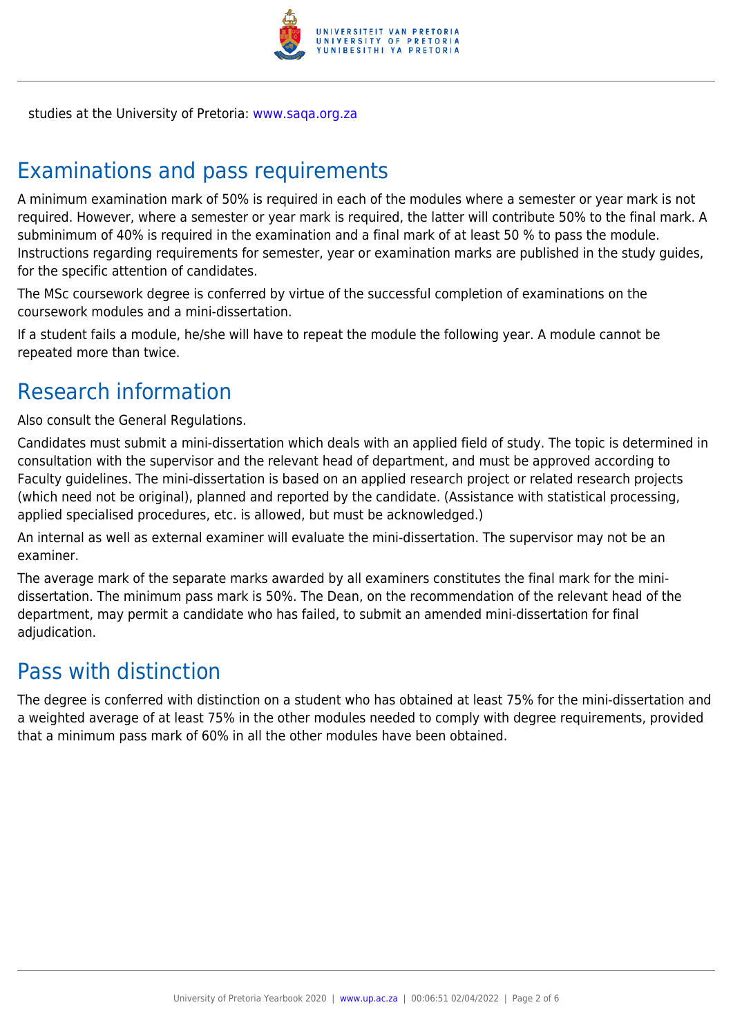studies at the University of Pretoria: www.saqa.org.za

## Examinations and pass requirements

A minimum examination mark of 50% is required in each of the modules where a semester or year mark is not required. However, where a semester or year mark is required, the latter will contribute 50% to the final mark. A subminimum of 40% is required in the examination and a final mark of at least 50 % to pass the module. Instructions regarding requirements for semester, year or examination marks are published in the study guides, for the specific attention of candidates.

The MSc coursework degree is conferred by virtue of the successful completion of examinations on the coursework modules and a mini-dissertation.

If a student fails a module, he/she will have to repeat the module the following year. A module cannot be repeated more than twice.

## Research information

Also consult the General Regulations.

Candidates must submit a mini-dissertation which deals with an applied field of study. The topic is determined in consultation with the supervisor and the relevant head of department, and must be approved according to Faculty guidelines. The mini-dissertation is based on an applied research project or related research projects (which need not be original), planned and reported by the candidate. (Assistance with statistical processing, applied specialised procedures, etc. is allowed, but must be acknowledged.)

An internal as well as external examiner will evaluate the mini-dissertation. The supervisor may not be an examiner.

The average mark of the separate marks awarded by all examiners constitutes the final mark for the mini-dissertation. The minimum pass mark is 50%. The Dean, on the recommendation of the relevant head of the department, may permit a candidate who has failed, to submit an amended mini-dissertation for final adjudication.

## Pass with distinction

The degree is conferred with distinction on a student who has obtained at least 75% for the mini-dissertation and a weighted average of at least 75% in the other modules needed to comply with degree requirements, provided that a minimum pass mark of 60% in all the other modules have been obtained.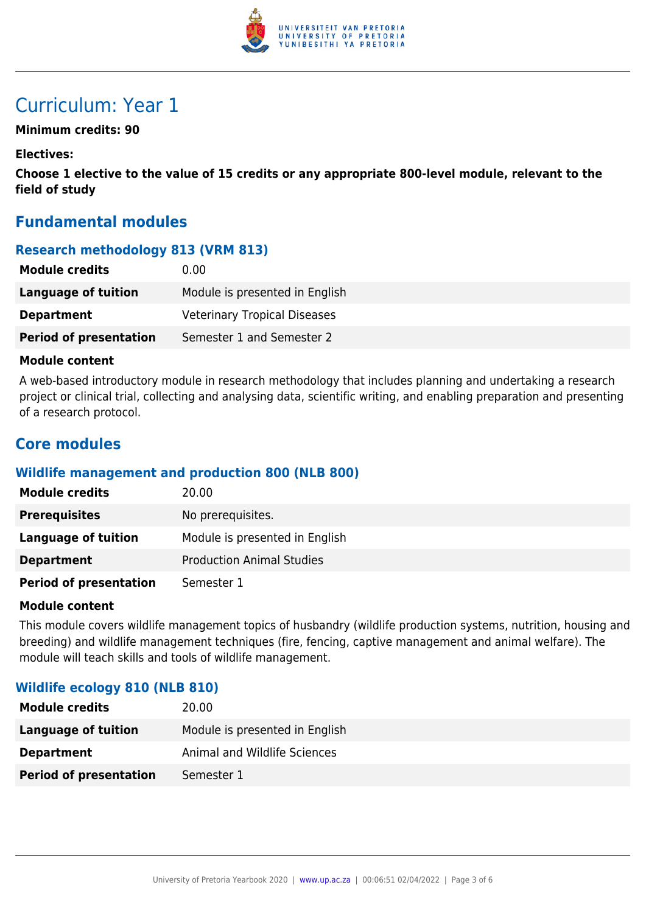# Curriculum: Year 1

**Minimum credits: 90**

**Electives:**

**Choose 1 elective to the value of 15 credits or any appropriate 800-level module, relevant to the field of study**

## Fundamental modules

### Research methodology 813 (VRM 813)

| | |
|---|---|
| **Module credits** | 0.00 |
| **Language of tuition** | Module is presented in English |
| **Department** | Veterinary Tropical Diseases |
| **Period of presentation** | Semester 1 and Semester 2 |

**Module content**

A web-based introductory module in research methodology that includes planning and undertaking a research project or clinical trial, collecting and analysing data, scientific writing, and enabling preparation and presenting of a research protocol.

## Core modules

### Wildlife management and production 800 (NLB 800)

| | |
|---|---|
| **Module credits** | 20.00 |
| **Prerequisites** | No prerequisites. |
| **Language of tuition** | Module is presented in English |
| **Department** | Production Animal Studies |
| **Period of presentation** | Semester 1 |

**Module content**

This module covers wildlife management topics of husbandry (wildlife production systems, nutrition, housing and breeding) and wildlife management techniques (fire, fencing, captive management and animal welfare). The module will teach skills and tools of wildlife management.

### Wildlife ecology 810 (NLB 810)

| | |
|---|---|
| **Module credits** | 20.00 |
| **Language of tuition** | Module is presented in English |
| **Department** | Animal and Wildlife Sciences |
| **Period of presentation** | Semester 1 |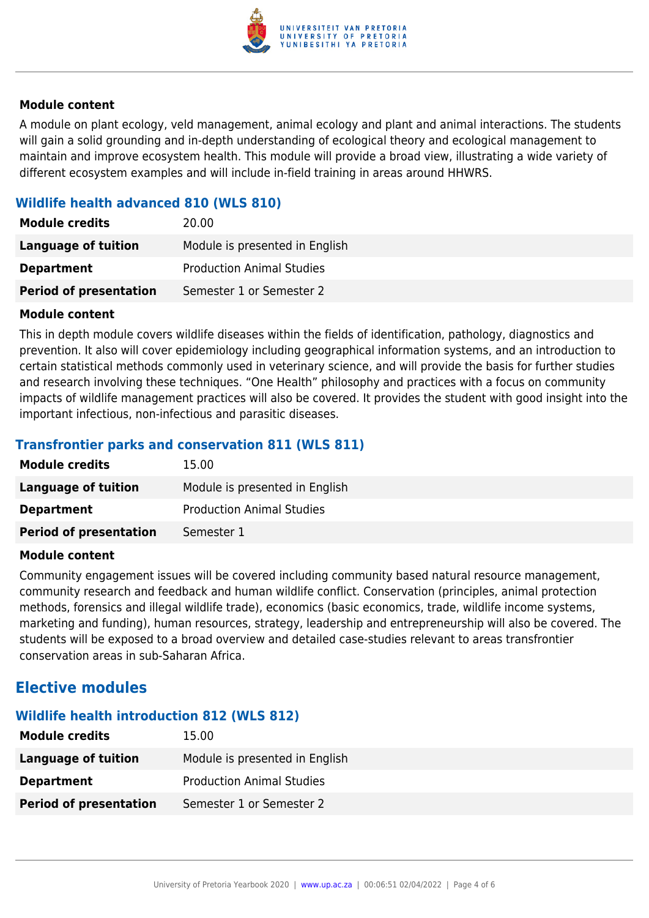#### Module content

A module on plant ecology, veld management, animal ecology and plant and animal interactions. The students will gain a solid grounding and in-depth understanding of ecological theory and ecological management to maintain and improve ecosystem health. This module will provide a broad view, illustrating a wide variety of different ecosystem examples and will include in-field training in areas around HHWRS.

### Wildlife health advanced 810 (WLS 810)

| | |
|---|---|
| **Module credits** | 20.00 |
| **Language of tuition** | Module is presented in English |
| **Department** | Production Animal Studies |
| **Period of presentation** | Semester 1 or Semester 2 |

#### Module content

This in depth module covers wildlife diseases within the fields of identification, pathology, diagnostics and prevention. It also will cover epidemiology including geographical information systems, and an introduction to certain statistical methods commonly used in veterinary science, and will provide the basis for further studies and research involving these techniques. "One Health" philosophy and practices with a focus on community impacts of wildlife management practices will also be covered. It provides the student with good insight into the important infectious, non-infectious and parasitic diseases.

### Transfrontier parks and conservation 811 (WLS 811)

| | |
|---|---|
| **Module credits** | 15.00 |
| **Language of tuition** | Module is presented in English |
| **Department** | Production Animal Studies |
| **Period of presentation** | Semester 1 |

#### Module content

Community engagement issues will be covered including community based natural resource management, community research and feedback and human wildlife conflict. Conservation (principles, animal protection methods, forensics and illegal wildlife trade), economics (basic economics, trade, wildlife income systems, marketing and funding), human resources, strategy, leadership and entrepreneurship will also be covered. The students will be exposed to a broad overview and detailed case-studies relevant to areas transfrontier conservation areas in sub-Saharan Africa.

## Elective modules

### Wildlife health introduction 812 (WLS 812)

| | |
|---|---|
| **Module credits** | 15.00 |
| **Language of tuition** | Module is presented in English |
| **Department** | Production Animal Studies |
| **Period of presentation** | Semester 1 or Semester 2 |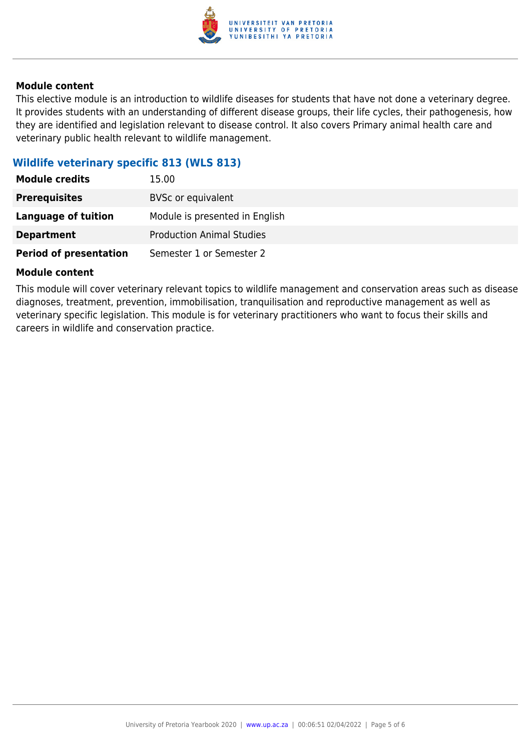#### Module content

This elective module is an introduction to wildlife diseases for students that have not done a veterinary degree. It provides students with an understanding of different disease groups, their life cycles, their pathogenesis, how they are identified and legislation relevant to disease control. It also covers Primary animal health care and veterinary public health relevant to wildlife management.

### Wildlife veterinary specific 813 (WLS 813)

| | |
|---|---|
| **Module credits** | 15.00 |
| **Prerequisites** | BVSc or equivalent |
| **Language of tuition** | Module is presented in English |
| **Department** | Production Animal Studies |
| **Period of presentation** | Semester 1 or Semester 2 |

#### Module content

This module will cover veterinary relevant topics to wildlife management and conservation areas such as disease diagnoses, treatment, prevention, immobilisation, tranquilisation and reproductive management as well as veterinary specific legislation. This module is for veterinary practitioners who want to focus their skills and careers in wildlife and conservation practice.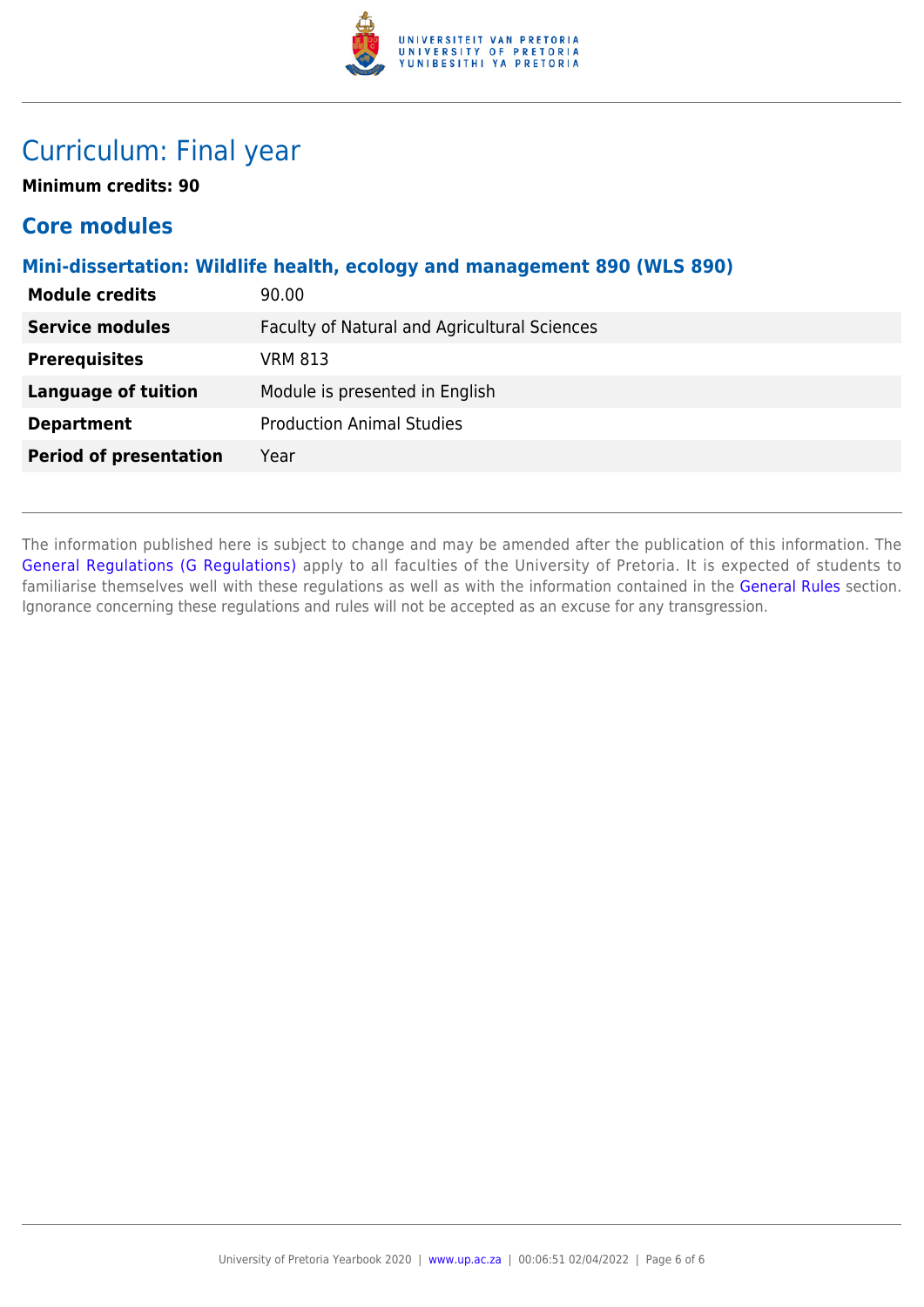# Curriculum: Final year

**Minimum credits: 90**

## Core modules

### Mini-dissertation: Wildlife health, ecology and management 890 (WLS 890)

| | |
|---|---|
| **Module credits** | 90.00 |
| **Service modules** | Faculty of Natural and Agricultural Sciences |
| **Prerequisites** | VRM 813 |
| **Language of tuition** | Module is presented in English |
| **Department** | Production Animal Studies |
| **Period of presentation** | Year |

The information published here is subject to change and may be amended after the publication of this information. The General Regulations (G Regulations) apply to all faculties of the University of Pretoria. It is expected of students to familiarise themselves well with these regulations as well as with the information contained in the General Rules section. Ignorance concerning these regulations and rules will not be accepted as an excuse for any transgression.